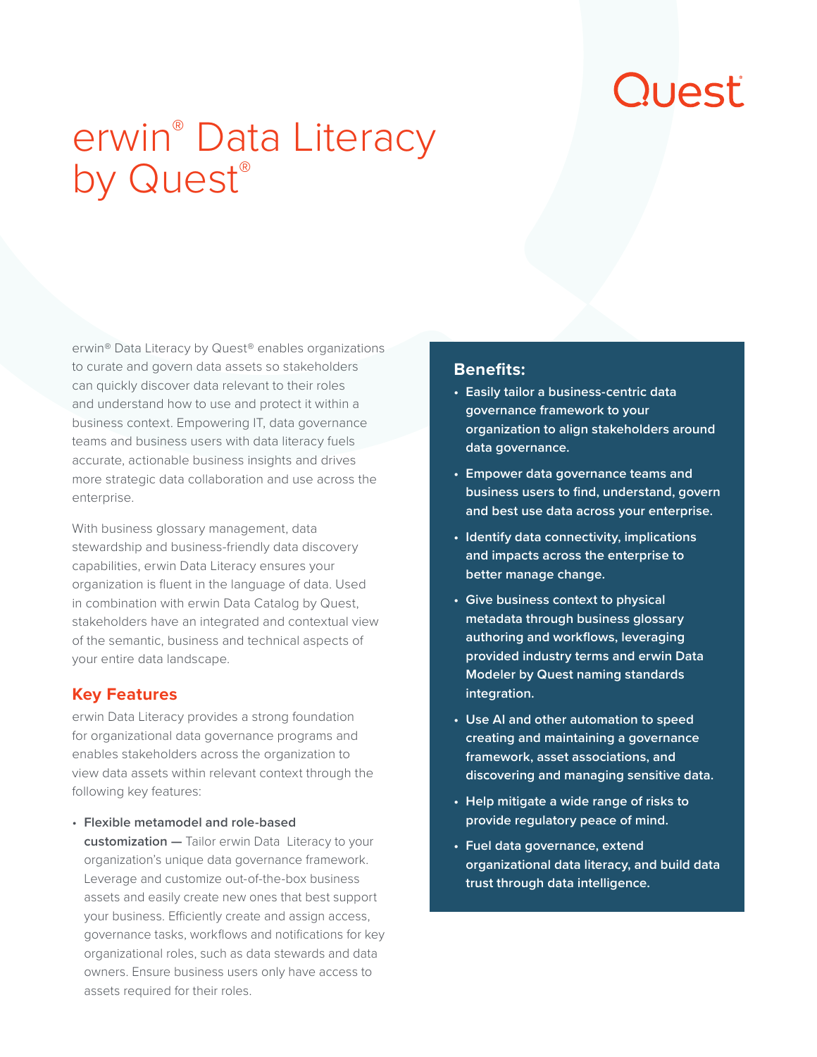# erwin® Data Literacy by Quest®

erwin® Data Literacy by Quest® enables organizations to curate and govern data assets so stakeholders can quickly discover data relevant to their roles and understand how to use and protect it within a business context. Empowering IT, data governance teams and business users with data literacy fuels accurate, actionable business insights and drives more strategic data collaboration and use across the enterprise.

With business glossary management, data stewardship and business-friendly data discovery capabilities, erwin Data Literacy ensures your organization is fluent in the language of data. Used in combination with erwin Data Catalog by Quest, stakeholders have an integrated and contextual view of the semantic, business and technical aspects of your entire data landscape.

## Key Features

erwin Data Literacy provides a strong foundation for organizational data governance programs and enables stakeholders across the organization to view data assets within relevant context through the following key features:

- **Flexible metamodel and role-based customization —** Tailor erwin Data Literacy to your organization's unique data governance framework. Leverage and customize out-of-the-box business assets and easily create new ones that best support your business. Efficiently create and assign access, governance tasks, workflows and notifications for key organizational roles, such as data stewards and data owners. Ensure business users only have access to assets required for their roles.

## Benefits:

- **Easily tailor a business-centric data governance framework to your organization to align stakeholders around data governance.**
- **Empower data governance teams and business users to find, understand, govern and best use data across your enterprise.**
- **Identify data connectivity, implications and impacts across the enterprise to better manage change.**
- **Give business context to physical metadata through business glossary authoring and workflows, leveraging provided industry terms and erwin Data Modeler by Quest naming standards integration.**
- **Use AI and other automation to speed creating and maintaining a governance framework, asset associations, and discovering and managing sensitive data.**
- **Help mitigate a wide range of risks to provide regulatory peace of mind.**
- **Fuel data governance, extend organizational data literacy, and build data trust through data intelligence.**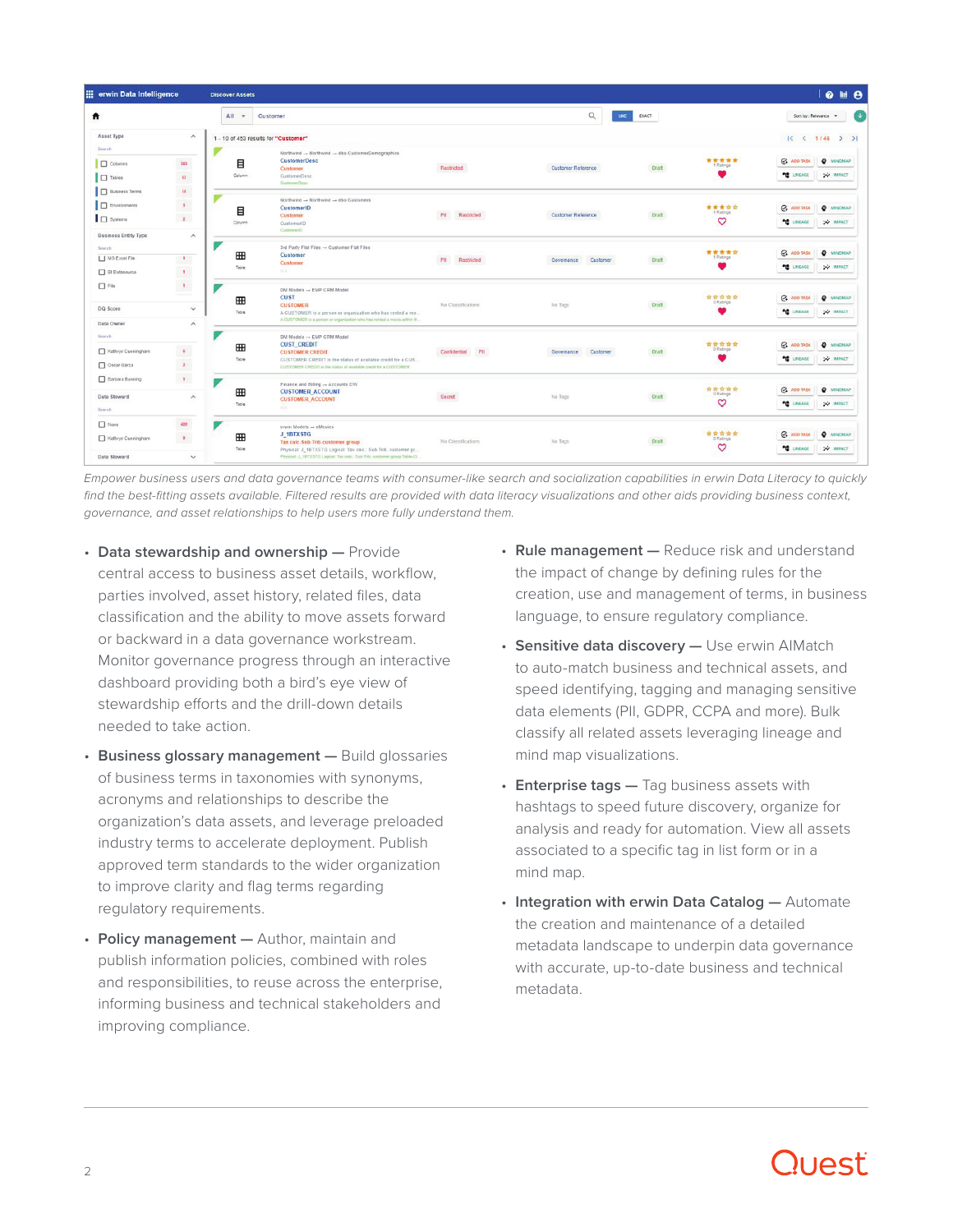*Empower business users and data governance teams with consumer-like search and socialization capabilities in erwin Data Literacy to quickly find the best-fitting assets available. Filtered results are provided with data literacy visualizations and other aids providing business context, governance, and asset relationships to help users more fully understand them.*

- **Data stewardship and ownership —** Provide central access to business asset details, workflow, parties involved, asset history, related files, data classification and the ability to move assets forward or backward in a data governance workstream. Monitor governance progress through an interactive dashboard providing both a bird's eye view of stewardship efforts and the drill-down details needed to take action.
- **Business glossary management —** Build glossaries of business terms in taxonomies with synonyms, acronyms and relationships to describe the organization's data assets, and leverage preloaded industry terms to accelerate deployment. Publish approved term standards to the wider organization to improve clarity and flag terms regarding regulatory requirements.
- **Policy management —** Author, maintain and publish information policies, combined with roles and responsibilities, to reuse across the enterprise, informing business and technical stakeholders and improving compliance.
- **Rule management —** Reduce risk and understand the impact of change by defining rules for the creation, use and management of terms, in business language, to ensure regulatory compliance.
- **Sensitive data discovery —** Use erwin AIMatch to auto-match business and technical assets, and speed identifying, tagging and managing sensitive data elements (PII, GDPR, CCPA and more). Bulk classify all related assets leveraging lineage and mind map visualizations.
- **Enterprise tags —** Tag business assets with hashtags to speed future discovery, organize for analysis and ready for automation. View all assets associated to a specific tag in list form or in a mind map.
- **Integration with erwin Data Catalog —** Automate the creation and maintenance of a detailed metadata landscape to underpin data governance with accurate, up-to-date business and technical metadata.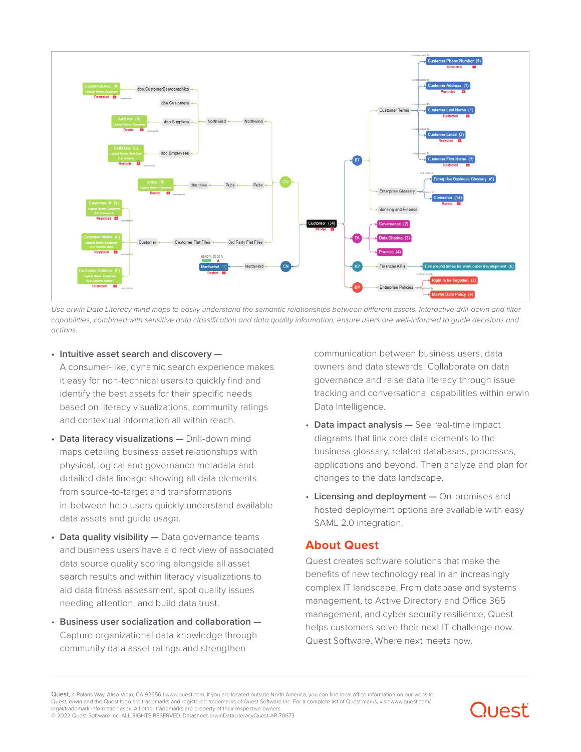*Use erwin Data Literacy mind maps to easily understand the semantic relationships between different assets. Interactive drill-down and filter capabilities, combined with sensitive data classification and data quality information, ensure users are well-informed to guide decisions and actions.*

- **Intuitive asset search and discovery —** A consumer-like, dynamic search experience makes it easy for non-technical users to quickly find and identify the best assets for their specific needs based on literacy visualizations, community ratings and contextual information all within reach.
- **Data literacy visualizations —** Drill-down mind maps detailing business asset relationships with physical, logical and governance metadata and detailed data lineage showing all data elements from source-to-target and transformations in-between help users quickly understand available data assets and guide usage.
- **Data quality visibility —** Data governance teams and business users have a direct view of associated data source quality scoring alongside all asset search results and within literacy visualizations to aid data fitness assessment, spot quality issues needing attention, and build data trust.
- **Business user socialization and collaboration —** Capture organizational data knowledge through community data asset ratings and strengthen communication between business users, data owners and data stewards. Collaborate on data governance and raise data literacy through issue tracking and conversational capabilities within erwin Data Intelligence.
- **Data impact analysis —** See real-time impact diagrams that link core data elements to the business glossary, related databases, processes, applications and beyond. Then analyze and plan for changes to the data landscape.
- **Licensing and deployment —** On-premises and hosted deployment options are available with easy SAML 2.0 integration.

## About Quest

Quest creates software solutions that make the benefits of new technology real in an increasingly complex IT landscape. From database and systems management, to Active Directory and Office 365 management, and cyber security resilience, Quest helps customers solve their next IT challenge now. Quest Software. Where next meets now.

**Quest,** 4 Polaris Way, Aliso Viejo, CA 92656 | www.quest.com. If you are located outside North America, you can find local office information on our website.
Quest, erwin and the Quest logo are trademarks and registered trademarks of Quest Software Inc. For a complete list of Quest marks, visit www.quest.com/legal/trademark-information.aspx. All other trademarks are property of their respective owners.
© 2022 Quest Software Inc. ALL RIGHTS RESERVED. Datasheet-erwinDataLiteracyQuest-AR-70673